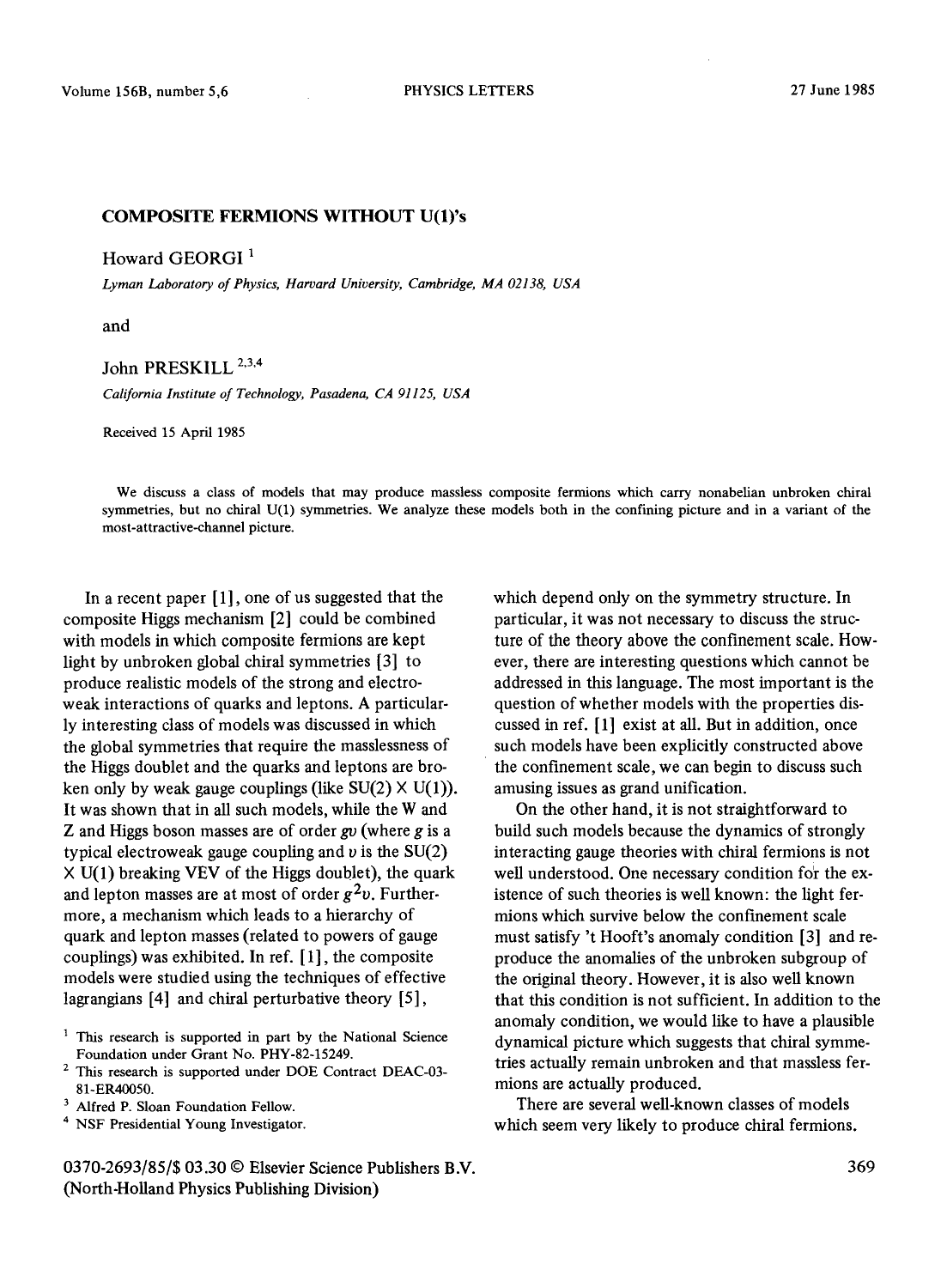# COMPOSITE FERMIONS WITHOUT U(1)'s

Howard GEORGI [1]

*Lyman Laboratory of Physics, Harvard University, Cambridge, MA 02138, USA*

and

John PRESKILL [2,3,4]

*California Institute of Technology, Pasadena, CA 91125, USA*

Received 15 April 1985

We discuss a class of models that may produce massless composite fermions which carry nonabelian unbroken chiral symmetries, but no chiral U(1) symmetries. We analyze these models both in the confining picture and in a variant of the most-attractive-channel picture.

In a recent paper [1], one of us suggested that the composite Higgs mechanism [2] could be combined with models in which composite fermions are kept light by unbroken global chiral symmetries [3] to produce realistic models of the strong and electroweak interactions of quarks and leptons. A particularly interesting class of models was discussed in which the global symmetries that require the masslessness of the Higgs doublet and the quarks and leptons are broken only by weak gauge couplings (like $SU(2) \times U(1)$). It was shown that in all such models, while the W and Z and Higgs boson masses are of order $gv$ (where $g$ is a typical electroweak gauge coupling and $v$ is the $SU(2) \times U(1)$ breaking VEV of the Higgs doublet), the quark and lepton masses are at most of order $g^2 v$. Furthermore, a mechanism which leads to a hierarchy of quark and lepton masses (related to powers of gauge couplings) was exhibited. In ref. [1], the composite models were studied using the techniques of effective lagrangians [4] and chiral perturbative theory [5], which depend only on the symmetry structure. In particular, it was not necessary to discuss the structure of the theory above the confinement scale. However, there are interesting questions which cannot be addressed in this language. The most important is the question of whether models with the properties discussed in ref. [1] exist at all. But in addition, once such models have been explicitly constructed above the confinement scale, we can begin to discuss such amusing issues as grand unification.

On the other hand, it is not straightforward to build such models because the dynamics of strongly interacting gauge theories with chiral fermions is not well understood. One necessary condition for the existence of such theories is well known: the light fermions which survive below the confinement scale must satisfy 't Hooft's anomaly condition [3] and reproduce the anomalies of the unbroken subgroup of the original theory. However, it is also well known that this condition is not sufficient. In addition to the anomaly condition, we would like to have a plausible dynamical picture which suggests that chiral symmetries actually remain unbroken and that massless fermions are actually produced.

There are several well-known classes of models which seem very likely to produce chiral fermions.

[1] This research is supported in part by the National Science Foundation under Grant No. PHY-82-15249.

[2] This research is supported under DOE Contract DEAC-03-81-ER40050.

[3] Alfred P. Sloan Foundation Fellow.

[4] NSF Presidential Young Investigator.

0370-2693/85/$ 03.30 © Elsevier Science Publishers B.V.
(North-Holland Physics Publishing Division)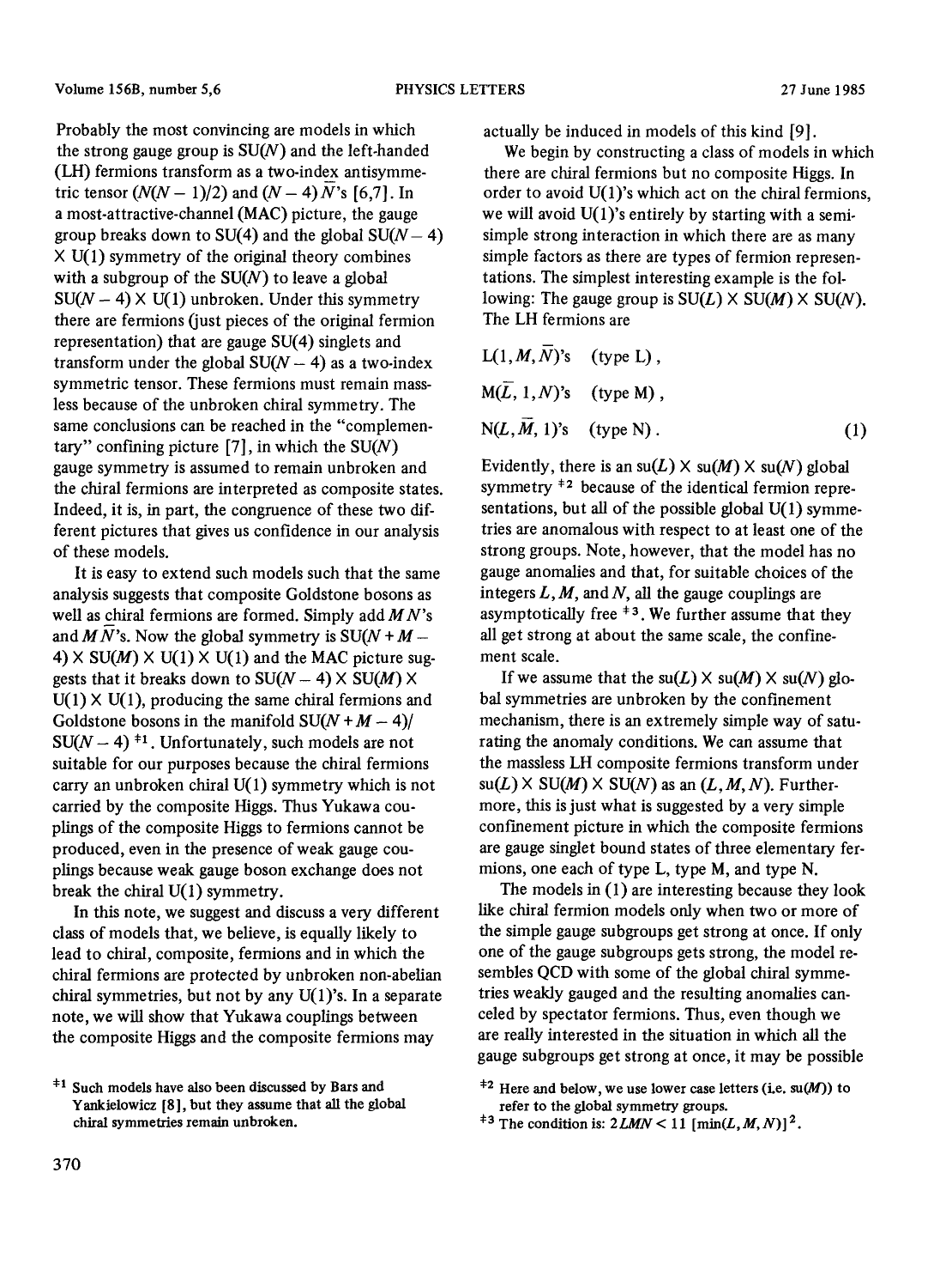Probably the most convincing are models in which the strong gauge group is SU($N$) and the left-handed (LH) fermions transform as a two-index antisymmetric tensor ($N(N-1)/2$) and $(N-4)\bar{N}$'s [6,7]. In a most-attractive-channel (MAC) picture, the gauge group breaks down to SU(4) and the global SU($N-4$) × U(1) symmetry of the original theory combines with a subgroup of the SU($N$) to leave a global SU($N-4$) × U(1) unbroken. Under this symmetry there are fermions (just pieces of the original fermion representation) that are gauge SU(4) singlets and transform under the global SU($N-4$) as a two-index symmetric tensor. These fermions must remain massless because of the unbroken chiral symmetry. The same conclusions can be reached in the "complementary" confining picture [7], in which the SU($N$) gauge symmetry is assumed to remain unbroken and the chiral fermions are interpreted as composite states. Indeed, it is, in part, the congruence of these two different pictures that gives us confidence in our analysis of these models.

It is easy to extend such models such that the same analysis suggests that composite Goldstone bosons as well as chiral fermions are formed. Simply add $MN$'s and $M\bar{N}$'s. Now the global symmetry is SU($N+M-4$) × SU($M$) × U(1) × U(1) and the MAC picture suggests that it breaks down to SU($N-4$) × SU($M$) × U(1) × U(1), producing the same chiral fermions and Goldstone bosons in the manifold SU($N+M-4$)/SU($N-4$) [‡1]. Unfortunately, such models are not suitable for our purposes because the chiral fermions carry an unbroken chiral U(1) symmetry which is not carried by the composite Higgs. Thus Yukawa couplings of the composite Higgs to fermions cannot be produced, even in the presence of weak gauge couplings because weak gauge boson exchange does not break the chiral U(1) symmetry.

In this note, we suggest and discuss a very different class of models that, we believe, is equally likely to lead to chiral, composite, fermions and in which the chiral fermions are protected by unbroken non-abelian chiral symmetries, but not by any U(1)'s. In a separate note, we will show that Yukawa couplings between the composite Higgs and the composite fermions may actually be induced in models of this kind [9].

We begin by constructing a class of models in which there are chiral fermions but no composite Higgs. In order to avoid U(1)'s which act on the chiral fermions, we will avoid U(1)'s entirely by starting with a semi-simple strong interaction in which there are as many simple factors as there are types of fermion representations. The simplest interesting example is the following: The gauge group is SU($L$) × SU($M$) × SU($N$). The LH fermions are

$$\begin{aligned}
&\mathrm{L}(1, M, \bar{N})\text{'s} \quad (\text{type L}),\\
&\mathrm{M}(\bar{L}, 1, N)\text{'s} \quad (\text{type M}),\\
&\mathrm{N}(L, \bar{M}, 1)\text{'s} \quad (\text{type N}).
\end{aligned} \tag{1}$$

Evidently, there is an su($L$) × su($M$) × su($N$) global symmetry [‡2] because of the identical fermion representations, but all of the possible global U(1) symmetries are anomalous with respect to at least one of the strong groups. Note, however, that the model has no gauge anomalies and that, for suitable choices of the integers $L$, $M$, and $N$, all the gauge couplings are asymptotically free [‡3]. We further assume that they all get strong at about the same scale, the confinement scale.

If we assume that the su($L$) × su($M$) × su($N$) global symmetries are unbroken by the confinement mechanism, there is an extremely simple way of saturating the anomaly conditions. We can assume that the massless LH composite fermions transform under su($L$) × SU($M$) × SU($N$) as an ($L$, $M$, $N$). Furthermore, this is just what is suggested by a very simple confinement picture in which the composite fermions are gauge singlet bound states of three elementary fermions, one each of type L, type M, and type N.

The models in (1) are interesting because they look like chiral fermion models only when two or more of the simple gauge subgroups get strong at once. If only one of the gauge subgroups gets strong, the model resembles QCD with some of the global chiral symmetries weakly gauged and the resulting anomalies canceled by spectator fermions. Thus, even though we are really interested in the situation in which all the gauge subgroups get strong at once, it may be possible

[‡1] Such models have also been discussed by Bars and Yankielowicz [8], but they assume that all the global chiral symmetries remain unbroken.

[‡2] Here and below, we use lower case letters (i.e. su($M$)) to refer to the global symmetry groups.

[‡3] The condition is: $2LMN < 11\,[\min(L, M, N)]^2$.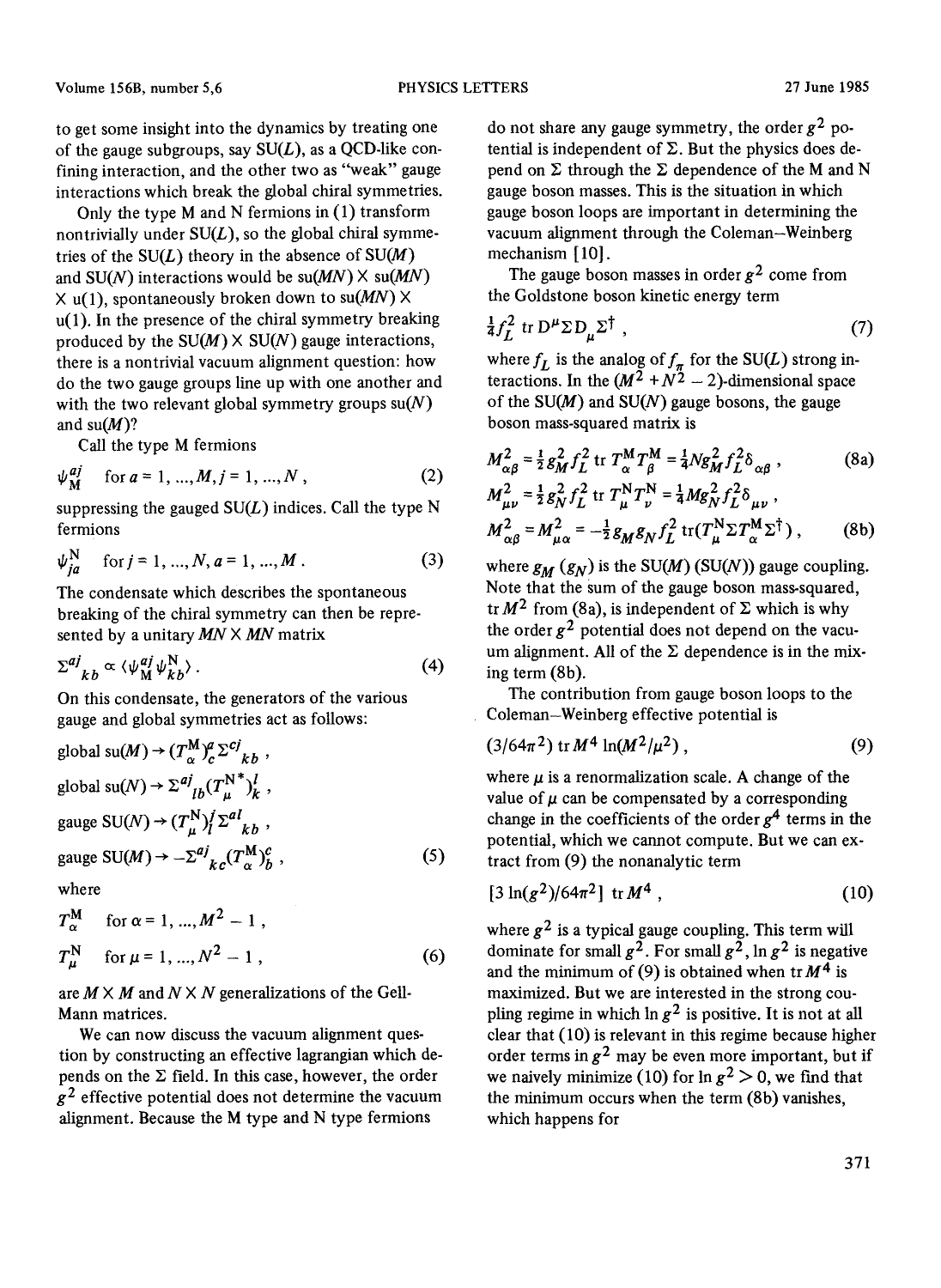to get some insight into the dynamics by treating one of the gauge subgroups, say SU($L$), as a QCD-like confining interaction, and the other two as "weak" gauge interactions which break the global chiral symmetries.

Only the type M and N fermions in (1) transform nontrivially under SU($L$), so the global chiral symmetries of the SU($L$) theory in the absence of SU($M$) and SU($N$) interactions would be su($MN$) × su($MN$) × u(1), spontaneously broken down to su($MN$) × u(1). In the presence of the chiral symmetry breaking produced by the SU($M$) × SU($N$) gauge interactions, there is a nontrivial vacuum alignment question: how do the two gauge groups line up with one another and with the two relevant global symmetry groups su($N$) and su($M$)?

Call the type M fermions

$$\psi_{\mathrm{M}}^{aj} \quad \text{for } a = 1, ..., M, j = 1, ..., N \,, \tag{2}$$

suppressing the gauged SU($L$) indices. Call the type N fermions

$$\psi_{ja}^{\mathrm{N}} \quad \text{for } j = 1, ..., N, a = 1, ..., M \,. \tag{3}$$

The condensate which describes the spontaneous breaking of the chiral symmetry can then be represented by a unitary $MN \times MN$ matrix

$$\Sigma^{aj}{}_{kb} \propto \langle \psi_{\mathrm{M}}^{aj} \psi_{kb}^{\mathrm{N}} \rangle \,. \tag{4}$$

On this condensate, the generators of the various gauge and global symmetries act as follows:

$$
\begin{aligned}
&\text{global su}(M) \to (T^{\mathrm{M}}_\alpha)^a_c \Sigma^{cj}{}_{kb} \,, \\
&\text{global su}(N) \to \Sigma^{aj}{}_{lb} (T^{\mathrm{N}*}_\mu)^l_k \,, \\
&\text{gauge SU}(N) \to (T^{\mathrm{N}}_\mu)^j_l \Sigma^{al}{}_{kb} \,, \\
&\text{gauge SU}(M) \to -\Sigma^{aj}{}_{kc} (T^{\mathrm{M}}_\alpha)^c_b \,,
\end{aligned} \tag{5}
$$

where

$$
\begin{aligned}
&T^{\mathrm{M}}_\alpha \quad \text{for } \alpha = 1, ..., M^2 - 1 \,, \\
&T^{\mathrm{N}}_\mu \quad \text{for } \mu = 1, ..., N^2 - 1 \,,
\end{aligned} \tag{6}
$$

are $M \times M$ and $N \times N$ generalizations of the Gell-Mann matrices.

We can now discuss the vacuum alignment question by constructing an effective lagrangian which depends on the $\Sigma$ field. In this case, however, the order $g^2$ effective potential does not determine the vacuum alignment. Because the M type and N type fermions do not share any gauge symmetry, the order $g^2$ potential is independent of $\Sigma$. But the physics does depend on $\Sigma$ through the $\Sigma$ dependence of the M and N gauge boson masses. This is the situation in which gauge boson loops are important in determining the vacuum alignment through the Coleman–Weinberg mechanism [10].

The gauge boson masses in order $g^2$ come from the Goldstone boson kinetic energy term

$$\tfrac{1}{4} f_L^2 \operatorname{tr} \mathrm{D}^\mu \Sigma \mathrm{D}_\mu \Sigma^\dagger \,, \tag{7}$$

where $f_L$ is the analog of $f_\pi$ for the SU($L$) strong interactions. In the $(M^2 + N^2 - 2)$-dimensional space of the SU($M$) and SU($N$) gauge bosons, the gauge boson mass-squared matrix is

$$
\begin{aligned}
&M^2_{\alpha\beta} = \tfrac{1}{2} g_M^2 f_L^2 \operatorname{tr} T^{\mathrm{M}}_\alpha T^{\mathrm{M}}_\beta = \tfrac{1}{4} N g_M^2 f_L^2 \delta_{\alpha\beta} \,, \\
&M^2_{\mu\nu} = \tfrac{1}{2} g_N^2 f_L^2 \operatorname{tr} T^{\mathrm{N}}_\mu T^{\mathrm{N}}_\nu = \tfrac{1}{4} M g_N^2 f_L^2 \delta_{\mu\nu} \,,
\end{aligned} \tag{8a}
$$

$$M^2_{\alpha\beta} = M^2_{\mu\alpha} = -\tfrac{1}{2} g_M g_N f_L^2 \operatorname{tr}(T^{\mathrm{N}}_\mu \Sigma T^{\mathrm{M}}_\alpha \Sigma^\dagger) \,, \tag{8b}$$

where $g_M$ ($g_N$) is the SU($M$) (SU($N$)) gauge coupling. Note that the sum of the gauge boson mass-squared, $\operatorname{tr} M^2$ from (8a), is independent of $\Sigma$ which is why the order $g^2$ potential does not depend on the vacuum alignment. All of the $\Sigma$ dependence is in the mixing term (8b).

The contribution from gauge boson loops to the Coleman–Weinberg effective potential is

$$(3/64\pi^2) \operatorname{tr} M^4 \ln(M^2/\mu^2) \,, \tag{9}$$

where $\mu$ is a renormalization scale. A change of the value of $\mu$ can be compensated by a corresponding change in the coefficients of the order $g^4$ terms in the potential, which we cannot compute. But we can extract from (9) the nonanalytic term

$$[3 \ln(g^2)/64\pi^2] \operatorname{tr} M^4 \,, \tag{10}$$

where $g^2$ is a typical gauge coupling. This term will dominate for small $g^2$. For small $g^2$, $\ln g^2$ is negative and the minimum of (9) is obtained when $\operatorname{tr} M^4$ is maximized. But we are interested in the strong coupling regime in which $\ln g^2$ is positive. It is not at all clear that (10) is relevant in this regime because higher order terms in $g^2$ may be even more important, but if we naively minimize (10) for $\ln g^2 > 0$, we find that the minimum occurs when the term (8b) vanishes, which happens for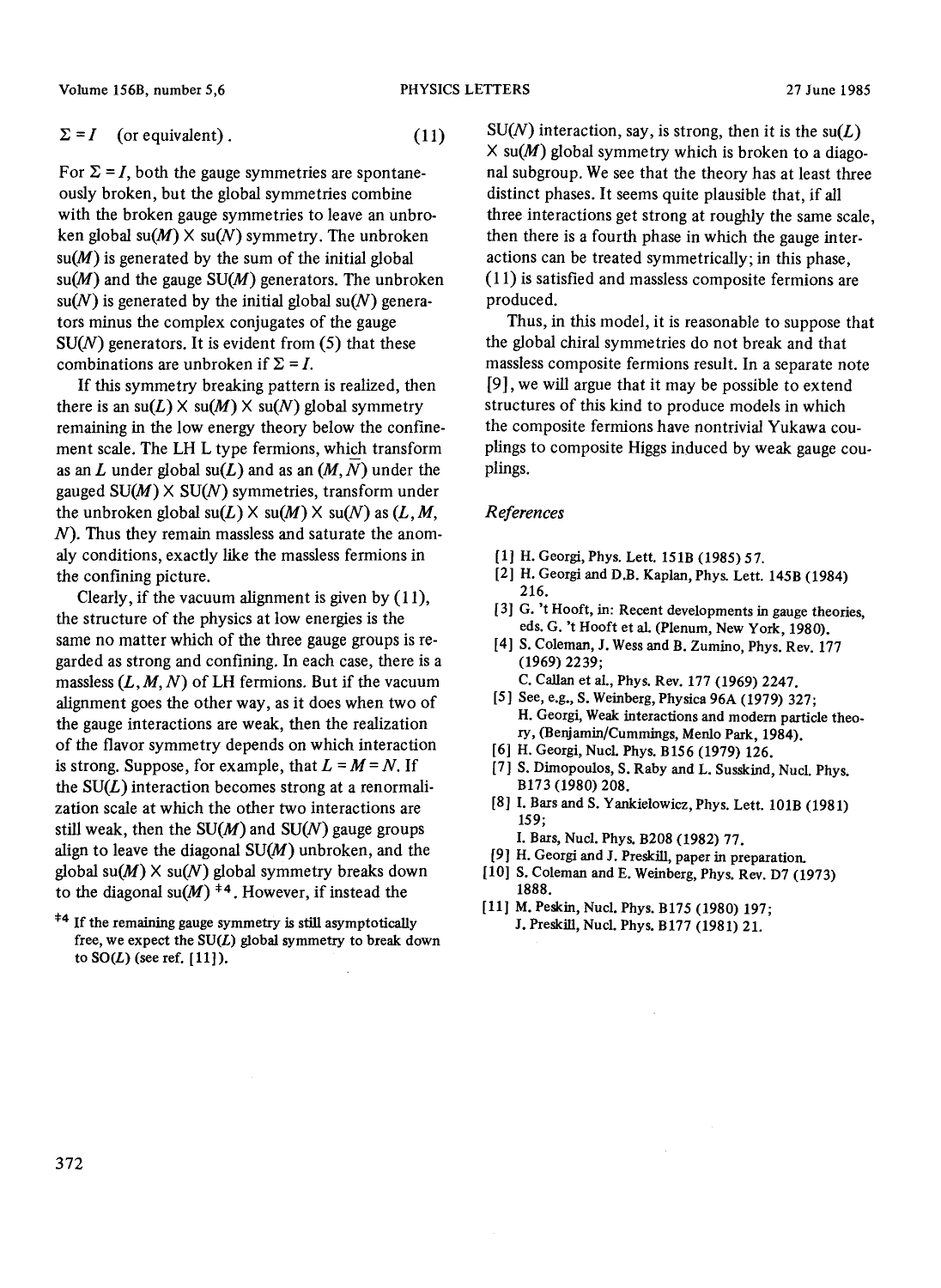$$\Sigma = I \quad \text{(or equivalent)}. \tag{11}$$

For $\Sigma = I$, both the gauge symmetries are spontaneously broken, but the global symmetries combine with the broken gauge symmetries to leave an unbroken global $su(M) \times su(N)$ symmetry. The unbroken $su(M)$ is generated by the sum of the initial global $su(M)$ and the gauge $SU(M)$ generators. The unbroken $su(N)$ is generated by the initial global $su(N)$ generators minus the complex conjugates of the gauge $SU(N)$ generators. It is evident from (5) that these combinations are unbroken if $\Sigma = I$.

If this symmetry breaking pattern is realized, then there is an $su(L) \times su(M) \times su(N)$ global symmetry remaining in the low energy theory below the confinement scale. The LH L type fermions, which transform as an $L$ under global $su(L)$ and as an $(M, \bar{N})$ under the gauged $SU(M) \times SU(N)$ symmetries, transform under the unbroken global $su(L) \times su(M) \times su(N)$ as $(L, M, N)$. Thus they remain massless and saturate the anomaly conditions, exactly like the massless fermions in the confining picture.

Clearly, if the vacuum alignment is given by (11), the structure of the physics at low energies is the same no matter which of the three gauge groups is regarded as strong and confining. In each case, there is a massless $(L, M, N)$ of LH fermions. But if the vacuum alignment goes the other way, as it does when two of the gauge interactions are weak, then the realization of the flavor symmetry depends on which interaction is strong. Suppose, for example, that $L = M = N$. If the $SU(L)$ interaction becomes strong at a renormalization scale at which the other two interactions are still weak, then the $SU(M)$ and $SU(N)$ gauge groups align to leave the diagonal $SU(M)$ unbroken, and the global $su(M) \times su(N)$ global symmetry breaks down to the diagonal $su(M)$ [‡4]. However, if instead the $SU(N)$ interaction, say, is strong, then it is the $su(L) \times su(M)$ global symmetry which is broken to a diagonal subgroup. We see that the theory has at least three distinct phases. It seems quite plausible that, if all three interactions get strong at roughly the same scale, then there is a fourth phase in which the gauge interactions can be treated symmetrically; in this phase, (11) is satisfied and massless composite fermions are produced.

Thus, in this model, it is reasonable to suppose that the global chiral symmetries do not break and that massless composite fermions result. In a separate note [9], we will argue that it may be possible to extend structures of this kind to produce models in which the composite fermions have nontrivial Yukawa couplings to composite Higgs induced by weak gauge couplings.

‡4 If the remaining gauge symmetry is still asymptotically free, we expect the $SU(L)$ global symmetry to break down to $SO(L)$ (see ref. [11]).

## References

[1] H. Georgi, Phys. Lett. 151B (1985) 57.

[2] H. Georgi and D.B. Kaplan, Phys. Lett. 145B (1984) 216.

[3] G. 't Hooft, in: Recent developments in gauge theories, eds. G. 't Hooft et al. (Plenum, New York, 1980).

[4] S. Coleman, J. Wess and B. Zumino, Phys. Rev. 177 (1969) 2239;
C. Callan et al., Phys. Rev. 177 (1969) 2247.

[5] See, e.g., S. Weinberg, Physica 96A (1979) 327;
H. Georgi, Weak interactions and modern particle theory, (Benjamin/Cummings, Menlo Park, 1984).

[6] H. Georgi, Nucl. Phys. B156 (1979) 126.

[7] S. Dimopoulos, S. Raby and L. Susskind, Nucl. Phys. B173 (1980) 208.

[8] I. Bars and S. Yankielowicz, Phys. Lett. 101B (1981) 159;
I. Bars, Nucl. Phys. B208 (1982) 77.

[9] H. Georgi and J. Preskill, paper in preparation.

[10] S. Coleman and E. Weinberg, Phys. Rev. D7 (1973) 1888.

[11] M. Peskin, Nucl. Phys. B175 (1980) 197;
J. Preskill, Nucl. Phys. B177 (1981) 21.